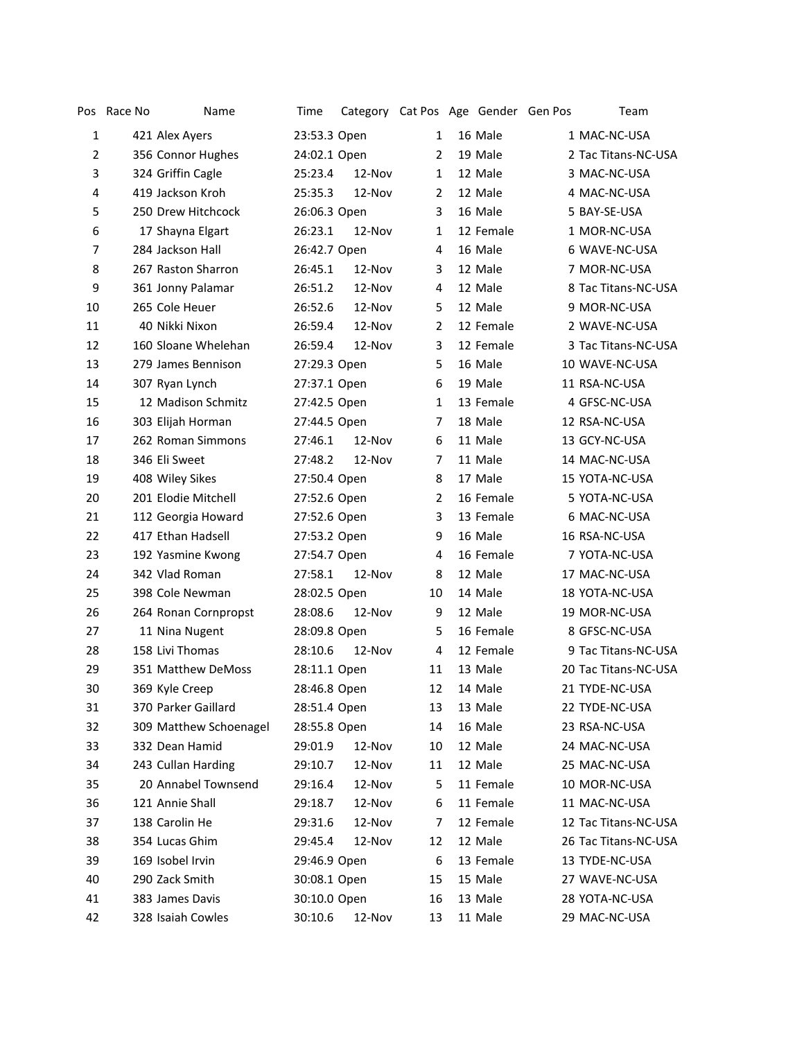| Pos | Race No | Name | Time | Category | Cat Pos | Age | Gender | Gen Pos | Team |
|---|---|---|---|---|---|---|---|---|---|
| 1 | 421 | Alex Ayers | 23:53.3 | Open | 1 | 16 | Male | 1 | MAC-NC-USA |
| 2 | 356 | Connor Hughes | 24:02.1 | Open | 2 | 19 | Male | 2 | Tac Titans-NC-USA |
| 3 | 324 | Griffin Cagle | 25:23.4 | 12-Nov | 1 | 12 | Male | 3 | MAC-NC-USA |
| 4 | 419 | Jackson Kroh | 25:35.3 | 12-Nov | 2 | 12 | Male | 4 | MAC-NC-USA |
| 5 | 250 | Drew Hitchcock | 26:06.3 | Open | 3 | 16 | Male | 5 | BAY-SE-USA |
| 6 | 17 | Shayna Elgart | 26:23.1 | 12-Nov | 1 | 12 | Female | 1 | MOR-NC-USA |
| 7 | 284 | Jackson Hall | 26:42.7 | Open | 4 | 16 | Male | 6 | WAVE-NC-USA |
| 8 | 267 | Raston Sharron | 26:45.1 | 12-Nov | 3 | 12 | Male | 7 | MOR-NC-USA |
| 9 | 361 | Jonny Palamar | 26:51.2 | 12-Nov | 4 | 12 | Male | 8 | Tac Titans-NC-USA |
| 10 | 265 | Cole Heuer | 26:52.6 | 12-Nov | 5 | 12 | Male | 9 | MOR-NC-USA |
| 11 | 40 | Nikki Nixon | 26:59.4 | 12-Nov | 2 | 12 | Female | 2 | WAVE-NC-USA |
| 12 | 160 | Sloane Whelehan | 26:59.4 | 12-Nov | 3 | 12 | Female | 3 | Tac Titans-NC-USA |
| 13 | 279 | James Bennison | 27:29.3 | Open | 5 | 16 | Male | 10 | WAVE-NC-USA |
| 14 | 307 | Ryan Lynch | 27:37.1 | Open | 6 | 19 | Male | 11 | RSA-NC-USA |
| 15 | 12 | Madison Schmitz | 27:42.5 | Open | 1 | 13 | Female | 4 | GFSC-NC-USA |
| 16 | 303 | Elijah Horman | 27:44.5 | Open | 7 | 18 | Male | 12 | RSA-NC-USA |
| 17 | 262 | Roman Simmons | 27:46.1 | 12-Nov | 6 | 11 | Male | 13 | GCY-NC-USA |
| 18 | 346 | Eli Sweet | 27:48.2 | 12-Nov | 7 | 11 | Male | 14 | MAC-NC-USA |
| 19 | 408 | Wiley Sikes | 27:50.4 | Open | 8 | 17 | Male | 15 | YOTA-NC-USA |
| 20 | 201 | Elodie Mitchell | 27:52.6 | Open | 2 | 16 | Female | 5 | YOTA-NC-USA |
| 21 | 112 | Georgia Howard | 27:52.6 | Open | 3 | 13 | Female | 6 | MAC-NC-USA |
| 22 | 417 | Ethan Hadsell | 27:53.2 | Open | 9 | 16 | Male | 16 | RSA-NC-USA |
| 23 | 192 | Yasmine Kwong | 27:54.7 | Open | 4 | 16 | Female | 7 | YOTA-NC-USA |
| 24 | 342 | Vlad Roman | 27:58.1 | 12-Nov | 8 | 12 | Male | 17 | MAC-NC-USA |
| 25 | 398 | Cole Newman | 28:02.5 | Open | 10 | 14 | Male | 18 | YOTA-NC-USA |
| 26 | 264 | Ronan Cornpropst | 28:08.6 | 12-Nov | 9 | 12 | Male | 19 | MOR-NC-USA |
| 27 | 11 | Nina Nugent | 28:09.8 | Open | 5 | 16 | Female | 8 | GFSC-NC-USA |
| 28 | 158 | Livi Thomas | 28:10.6 | 12-Nov | 4 | 12 | Female | 9 | Tac Titans-NC-USA |
| 29 | 351 | Matthew DeMoss | 28:11.1 | Open | 11 | 13 | Male | 20 | Tac Titans-NC-USA |
| 30 | 369 | Kyle Creep | 28:46.8 | Open | 12 | 14 | Male | 21 | TYDE-NC-USA |
| 31 | 370 | Parker Gaillard | 28:51.4 | Open | 13 | 13 | Male | 22 | TYDE-NC-USA |
| 32 | 309 | Matthew Schoenagel | 28:55.8 | Open | 14 | 16 | Male | 23 | RSA-NC-USA |
| 33 | 332 | Dean Hamid | 29:01.9 | 12-Nov | 10 | 12 | Male | 24 | MAC-NC-USA |
| 34 | 243 | Cullan Harding | 29:10.7 | 12-Nov | 11 | 12 | Male | 25 | MAC-NC-USA |
| 35 | 20 | Annabel Townsend | 29:16.4 | 12-Nov | 5 | 11 | Female | 10 | MOR-NC-USA |
| 36 | 121 | Annie Shall | 29:18.7 | 12-Nov | 6 | 11 | Female | 11 | MAC-NC-USA |
| 37 | 138 | Carolin He | 29:31.6 | 12-Nov | 7 | 12 | Female | 12 | Tac Titans-NC-USA |
| 38 | 354 | Lucas Ghim | 29:45.4 | 12-Nov | 12 | 12 | Male | 26 | Tac Titans-NC-USA |
| 39 | 169 | Isobel Irvin | 29:46.9 | Open | 6 | 13 | Female | 13 | TYDE-NC-USA |
| 40 | 290 | Zack Smith | 30:08.1 | Open | 15 | 15 | Male | 27 | WAVE-NC-USA |
| 41 | 383 | James Davis | 30:10.0 | Open | 16 | 13 | Male | 28 | YOTA-NC-USA |
| 42 | 328 | Isaiah Cowles | 30:10.6 | 12-Nov | 13 | 11 | Male | 29 | MAC-NC-USA |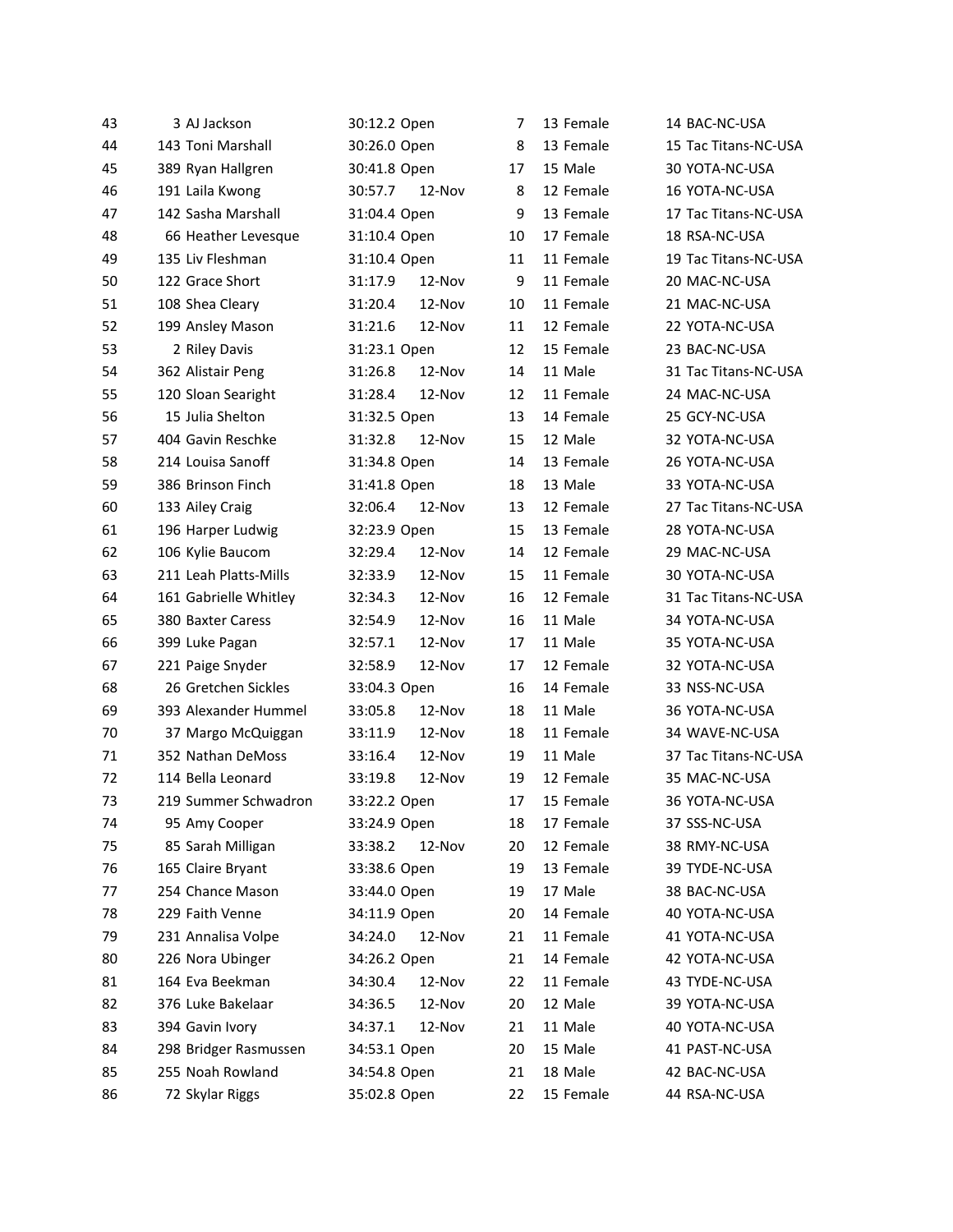| | | | | | | | | |
|---|---|---|---|---|---|---|---|---|
| 43 | 3 | AJ Jackson | 30:12.2 | Open | 7 | 13 | Female | 14 BAC-NC-USA |
| 44 | 143 | Toni Marshall | 30:26.0 | Open | 8 | 13 | Female | 15 Tac Titans-NC-USA |
| 45 | 389 | Ryan Hallgren | 30:41.8 | Open | 17 | 15 | Male | 30 YOTA-NC-USA |
| 46 | 191 | Laila Kwong | 30:57.7 | 12-Nov | 8 | 12 | Female | 16 YOTA-NC-USA |
| 47 | 142 | Sasha Marshall | 31:04.4 | Open | 9 | 13 | Female | 17 Tac Titans-NC-USA |
| 48 | 66 | Heather Levesque | 31:10.4 | Open | 10 | 17 | Female | 18 RSA-NC-USA |
| 49 | 135 | Liv Fleshman | 31:10.4 | Open | 11 | 11 | Female | 19 Tac Titans-NC-USA |
| 50 | 122 | Grace Short | 31:17.9 | 12-Nov | 9 | 11 | Female | 20 MAC-NC-USA |
| 51 | 108 | Shea Cleary | 31:20.4 | 12-Nov | 10 | 11 | Female | 21 MAC-NC-USA |
| 52 | 199 | Ansley Mason | 31:21.6 | 12-Nov | 11 | 12 | Female | 22 YOTA-NC-USA |
| 53 | 2 | Riley Davis | 31:23.1 | Open | 12 | 15 | Female | 23 BAC-NC-USA |
| 54 | 362 | Alistair Peng | 31:26.8 | 12-Nov | 14 | 11 | Male | 31 Tac Titans-NC-USA |
| 55 | 120 | Sloan Searight | 31:28.4 | 12-Nov | 12 | 11 | Female | 24 MAC-NC-USA |
| 56 | 15 | Julia Shelton | 31:32.5 | Open | 13 | 14 | Female | 25 GCY-NC-USA |
| 57 | 404 | Gavin Reschke | 31:32.8 | 12-Nov | 15 | 12 | Male | 32 YOTA-NC-USA |
| 58 | 214 | Louisa Sanoff | 31:34.8 | Open | 14 | 13 | Female | 26 YOTA-NC-USA |
| 59 | 386 | Brinson Finch | 31:41.8 | Open | 18 | 13 | Male | 33 YOTA-NC-USA |
| 60 | 133 | Ailey Craig | 32:06.4 | 12-Nov | 13 | 12 | Female | 27 Tac Titans-NC-USA |
| 61 | 196 | Harper Ludwig | 32:23.9 | Open | 15 | 13 | Female | 28 YOTA-NC-USA |
| 62 | 106 | Kylie Baucom | 32:29.4 | 12-Nov | 14 | 12 | Female | 29 MAC-NC-USA |
| 63 | 211 | Leah Platts-Mills | 32:33.9 | 12-Nov | 15 | 11 | Female | 30 YOTA-NC-USA |
| 64 | 161 | Gabrielle Whitley | 32:34.3 | 12-Nov | 16 | 12 | Female | 31 Tac Titans-NC-USA |
| 65 | 380 | Baxter Caress | 32:54.9 | 12-Nov | 16 | 11 | Male | 34 YOTA-NC-USA |
| 66 | 399 | Luke Pagan | 32:57.1 | 12-Nov | 17 | 11 | Male | 35 YOTA-NC-USA |
| 67 | 221 | Paige Snyder | 32:58.9 | 12-Nov | 17 | 12 | Female | 32 YOTA-NC-USA |
| 68 | 26 | Gretchen Sickles | 33:04.3 | Open | 16 | 14 | Female | 33 NSS-NC-USA |
| 69 | 393 | Alexander Hummel | 33:05.8 | 12-Nov | 18 | 11 | Male | 36 YOTA-NC-USA |
| 70 | 37 | Margo McQuiggan | 33:11.9 | 12-Nov | 18 | 11 | Female | 34 WAVE-NC-USA |
| 71 | 352 | Nathan DeMoss | 33:16.4 | 12-Nov | 19 | 11 | Male | 37 Tac Titans-NC-USA |
| 72 | 114 | Bella Leonard | 33:19.8 | 12-Nov | 19 | 12 | Female | 35 MAC-NC-USA |
| 73 | 219 | Summer Schwadron | 33:22.2 | Open | 17 | 15 | Female | 36 YOTA-NC-USA |
| 74 | 95 | Amy Cooper | 33:24.9 | Open | 18 | 17 | Female | 37 SSS-NC-USA |
| 75 | 85 | Sarah Milligan | 33:38.2 | 12-Nov | 20 | 12 | Female | 38 RMY-NC-USA |
| 76 | 165 | Claire Bryant | 33:38.6 | Open | 19 | 13 | Female | 39 TYDE-NC-USA |
| 77 | 254 | Chance Mason | 33:44.0 | Open | 19 | 17 | Male | 38 BAC-NC-USA |
| 78 | 229 | Faith Venne | 34:11.9 | Open | 20 | 14 | Female | 40 YOTA-NC-USA |
| 79 | 231 | Annalisa Volpe | 34:24.0 | 12-Nov | 21 | 11 | Female | 41 YOTA-NC-USA |
| 80 | 226 | Nora Ubinger | 34:26.2 | Open | 21 | 14 | Female | 42 YOTA-NC-USA |
| 81 | 164 | Eva Beekman | 34:30.4 | 12-Nov | 22 | 11 | Female | 43 TYDE-NC-USA |
| 82 | 376 | Luke Bakelaar | 34:36.5 | 12-Nov | 20 | 12 | Male | 39 YOTA-NC-USA |
| 83 | 394 | Gavin Ivory | 34:37.1 | 12-Nov | 21 | 11 | Male | 40 YOTA-NC-USA |
| 84 | 298 | Bridger Rasmussen | 34:53.1 | Open | 20 | 15 | Male | 41 PAST-NC-USA |
| 85 | 255 | Noah Rowland | 34:54.8 | Open | 21 | 18 | Male | 42 BAC-NC-USA |
| 86 | 72 | Skylar Riggs | 35:02.8 | Open | 22 | 15 | Female | 44 RSA-NC-USA |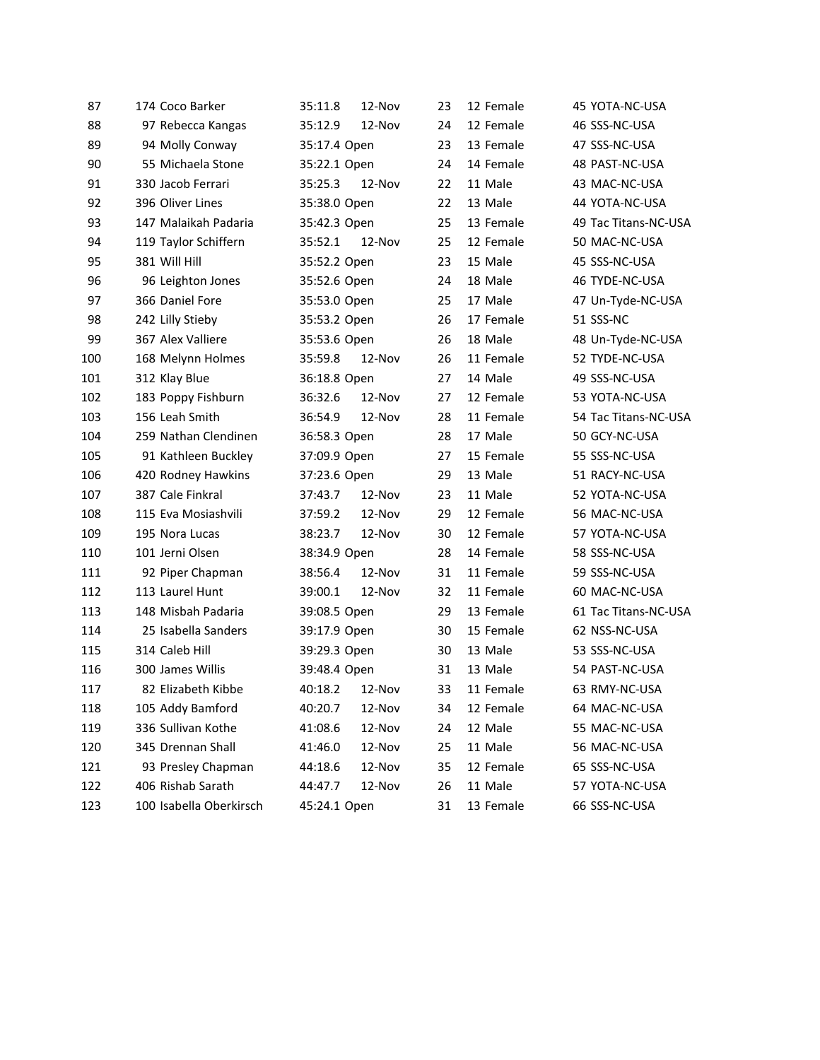| | | | | | | | | | | |
|---|---|---|---|---|---|---|---|---|---|---|
| 87 | 174 | Coco Barker | 35:11.8 | 12-Nov | 23 | 12 | Female | 45 | YOTA-NC-USA |
| 88 | 97 | Rebecca Kangas | 35:12.9 | 12-Nov | 24 | 12 | Female | 46 | SSS-NC-USA |
| 89 | 94 | Molly Conway | 35:17.4 | Open | 23 | 13 | Female | 47 | SSS-NC-USA |
| 90 | 55 | Michaela Stone | 35:22.1 | Open | 24 | 14 | Female | 48 | PAST-NC-USA |
| 91 | 330 | Jacob Ferrari | 35:25.3 | 12-Nov | 22 | 11 | Male | 43 | MAC-NC-USA |
| 92 | 396 | Oliver Lines | 35:38.0 | Open | 22 | 13 | Male | 44 | YOTA-NC-USA |
| 93 | 147 | Malaikah Padaria | 35:42.3 | Open | 25 | 13 | Female | 49 | Tac Titans-NC-USA |
| 94 | 119 | Taylor Schiffern | 35:52.1 | 12-Nov | 25 | 12 | Female | 50 | MAC-NC-USA |
| 95 | 381 | Will Hill | 35:52.2 | Open | 23 | 15 | Male | 45 | SSS-NC-USA |
| 96 | 96 | Leighton Jones | 35:52.6 | Open | 24 | 18 | Male | 46 | TYDE-NC-USA |
| 97 | 366 | Daniel Fore | 35:53.0 | Open | 25 | 17 | Male | 47 | Un-Tyde-NC-USA |
| 98 | 242 | Lilly Stieby | 35:53.2 | Open | 26 | 17 | Female | 51 | SSS-NC |
| 99 | 367 | Alex Valliere | 35:53.6 | Open | 26 | 18 | Male | 48 | Un-Tyde-NC-USA |
| 100 | 168 | Melynn Holmes | 35:59.8 | 12-Nov | 26 | 11 | Female | 52 | TYDE-NC-USA |
| 101 | 312 | Klay Blue | 36:18.8 | Open | 27 | 14 | Male | 49 | SSS-NC-USA |
| 102 | 183 | Poppy Fishburn | 36:32.6 | 12-Nov | 27 | 12 | Female | 53 | YOTA-NC-USA |
| 103 | 156 | Leah Smith | 36:54.9 | 12-Nov | 28 | 11 | Female | 54 | Tac Titans-NC-USA |
| 104 | 259 | Nathan Clendinen | 36:58.3 | Open | 28 | 17 | Male | 50 | GCY-NC-USA |
| 105 | 91 | Kathleen Buckley | 37:09.9 | Open | 27 | 15 | Female | 55 | SSS-NC-USA |
| 106 | 420 | Rodney Hawkins | 37:23.6 | Open | 29 | 13 | Male | 51 | RACY-NC-USA |
| 107 | 387 | Cale Finkral | 37:43.7 | 12-Nov | 23 | 11 | Male | 52 | YOTA-NC-USA |
| 108 | 115 | Eva Mosiashvili | 37:59.2 | 12-Nov | 29 | 12 | Female | 56 | MAC-NC-USA |
| 109 | 195 | Nora Lucas | 38:23.7 | 12-Nov | 30 | 12 | Female | 57 | YOTA-NC-USA |
| 110 | 101 | Jerni Olsen | 38:34.9 | Open | 28 | 14 | Female | 58 | SSS-NC-USA |
| 111 | 92 | Piper Chapman | 38:56.4 | 12-Nov | 31 | 11 | Female | 59 | SSS-NC-USA |
| 112 | 113 | Laurel Hunt | 39:00.1 | 12-Nov | 32 | 11 | Female | 60 | MAC-NC-USA |
| 113 | 148 | Misbah Padaria | 39:08.5 | Open | 29 | 13 | Female | 61 | Tac Titans-NC-USA |
| 114 | 25 | Isabella Sanders | 39:17.9 | Open | 30 | 15 | Female | 62 | NSS-NC-USA |
| 115 | 314 | Caleb Hill | 39:29.3 | Open | 30 | 13 | Male | 53 | SSS-NC-USA |
| 116 | 300 | James Willis | 39:48.4 | Open | 31 | 13 | Male | 54 | PAST-NC-USA |
| 117 | 82 | Elizabeth Kibbe | 40:18.2 | 12-Nov | 33 | 11 | Female | 63 | RMY-NC-USA |
| 118 | 105 | Addy Bamford | 40:20.7 | 12-Nov | 34 | 12 | Female | 64 | MAC-NC-USA |
| 119 | 336 | Sullivan Kothe | 41:08.6 | 12-Nov | 24 | 12 | Male | 55 | MAC-NC-USA |
| 120 | 345 | Drennan Shall | 41:46.0 | 12-Nov | 25 | 11 | Male | 56 | MAC-NC-USA |
| 121 | 93 | Presley Chapman | 44:18.6 | 12-Nov | 35 | 12 | Female | 65 | SSS-NC-USA |
| 122 | 406 | Rishab Sarath | 44:47.7 | 12-Nov | 26 | 11 | Male | 57 | YOTA-NC-USA |
| 123 | 100 | Isabella Oberkirsch | 45:24.1 | Open | 31 | 13 | Female | 66 | SSS-NC-USA |